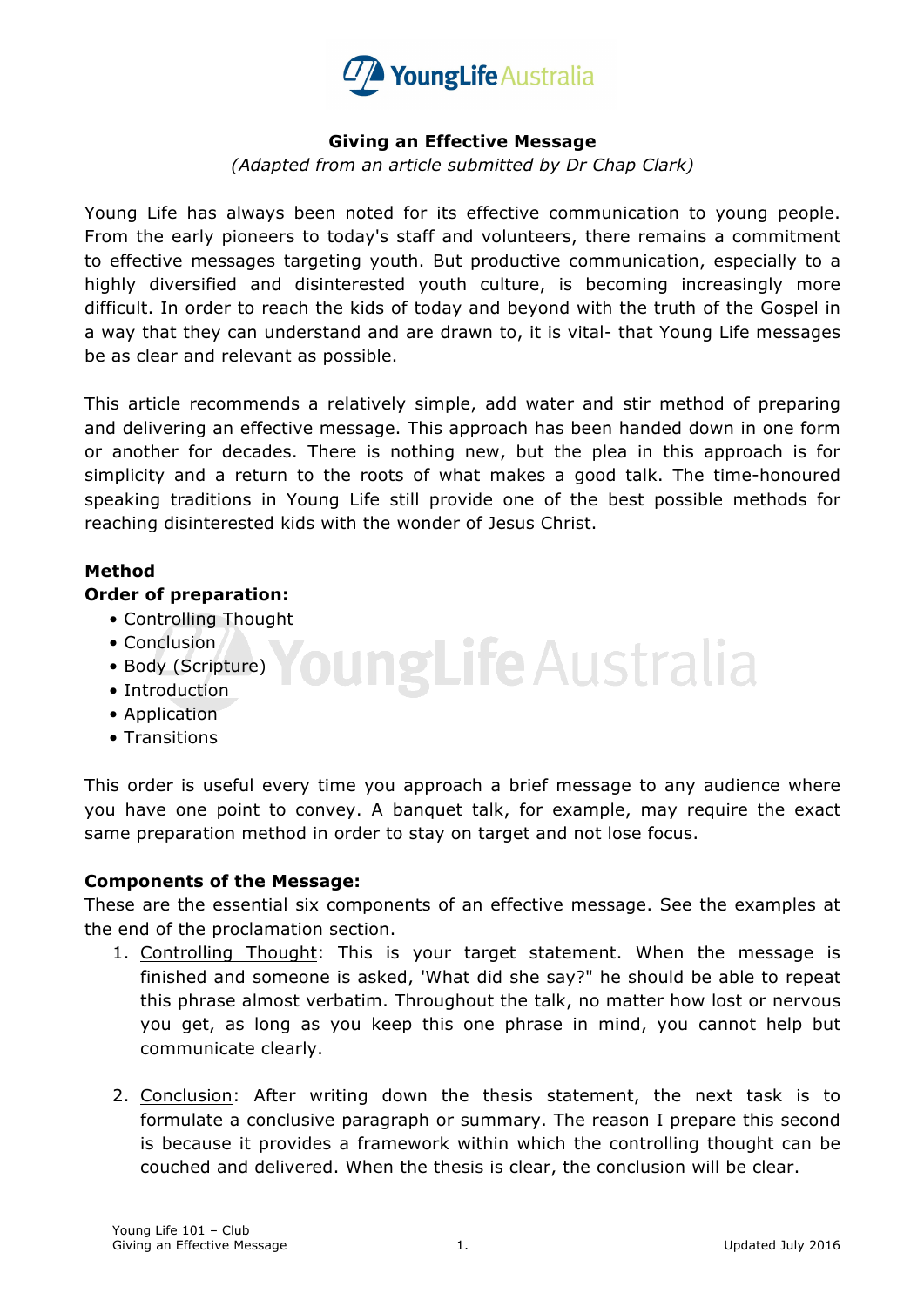# Giving an Effective Message

*(Adapted from an article submitted by Dr Chap Clark)*

Young Life has always been noted for its effective communication to young people. From the early pioneers to today's staff and volunteers, there remains a commitment to effective messages targeting youth. But productive communication, especially to a highly diversified and disinterested youth culture, is becoming increasingly more difficult. In order to reach the kids of today and beyond with the truth of the Gospel in a way that they can understand and are drawn to, it is vital- that Young Life messages be as clear and relevant as possible.

This article recommends a relatively simple, add water and stir method of preparing and delivering an effective message. This approach has been handed down in one form or another for decades. There is nothing new, but the plea in this approach is for simplicity and a return to the roots of what makes a good talk. The time-honoured speaking traditions in Young Life still provide one of the best possible methods for reaching disinterested kids with the wonder of Jesus Christ.

**Method**

**Order of preparation:**

- Controlling Thought
- Conclusion
- Body (Scripture)
- Introduction
- Application
- Transitions

This order is useful every time you approach a brief message to any audience where you have one point to convey. A banquet talk, for example, may require the exact same preparation method in order to stay on target and not lose focus.

**Components of the Message:**

These are the essential six components of an effective message. See the examples at the end of the proclamation section.

1. Controlling Thought: This is your target statement. When the message is finished and someone is asked, 'What did she say?" he should be able to repeat this phrase almost verbatim. Throughout the talk, no matter how lost or nervous you get, as long as you keep this one phrase in mind, you cannot help but communicate clearly.

2. Conclusion: After writing down the thesis statement, the next task is to formulate a conclusive paragraph or summary. The reason I prepare this second is because it provides a framework within which the controlling thought can be couched and delivered. When the thesis is clear, the conclusion will be clear.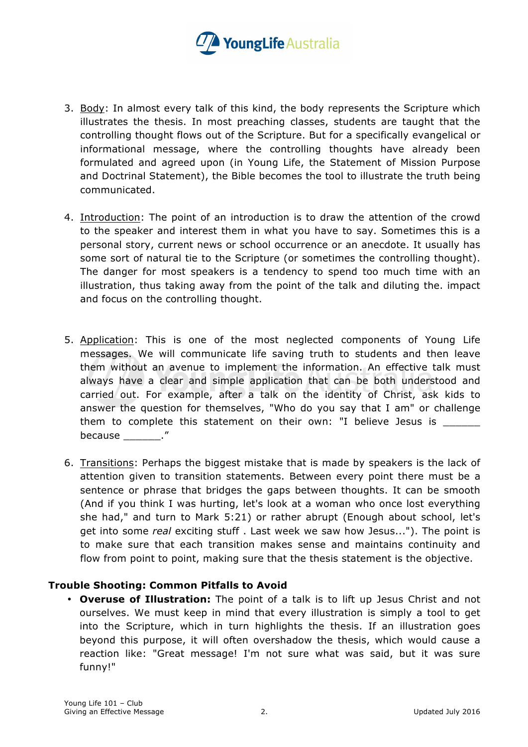3. Body: In almost every talk of this kind, the body represents the Scripture which illustrates the thesis. In most preaching classes, students are taught that the controlling thought flows out of the Scripture. But for a specifically evangelical or informational message, where the controlling thoughts have already been formulated and agreed upon (in Young Life, the Statement of Mission Purpose and Doctrinal Statement), the Bible becomes the tool to illustrate the truth being communicated.

4. Introduction: The point of an introduction is to draw the attention of the crowd to the speaker and interest them in what you have to say. Sometimes this is a personal story, current news or school occurrence or an anecdote. It usually has some sort of natural tie to the Scripture (or sometimes the controlling thought). The danger for most speakers is a tendency to spend too much time with an illustration, thus taking away from the point of the talk and diluting the. impact and focus on the controlling thought.

5. Application: This is one of the most neglected components of Young Life messages. We will communicate life saving truth to students and then leave them without an avenue to implement the information. An effective talk must always have a clear and simple application that can be both understood and carried out. For example, after a talk on the identity of Christ, ask kids to answer the question for themselves, "Who do you say that I am" or challenge them to complete this statement on their own: "I believe Jesus is ______ because ______."

6. Transitions: Perhaps the biggest mistake that is made by speakers is the lack of attention given to transition statements. Between every point there must be a sentence or phrase that bridges the gaps between thoughts. It can be smooth (And if you think I was hurting, let's look at a woman who once lost everything she had," and turn to Mark 5:21) or rather abrupt (Enough about school, let's get into some *real* exciting stuff . Last week we saw how Jesus..."). The point is to make sure that each transition makes sense and maintains continuity and flow from point to point, making sure that the thesis statement is the objective.

**Trouble Shooting: Common Pitfalls to Avoid**

- **Overuse of Illustration:** The point of a talk is to lift up Jesus Christ and not ourselves. We must keep in mind that every illustration is simply a tool to get into the Scripture, which in turn highlights the thesis. If an illustration goes beyond this purpose, it will often overshadow the thesis, which would cause a reaction like: "Great message! I'm not sure what was said, but it was sure funny!"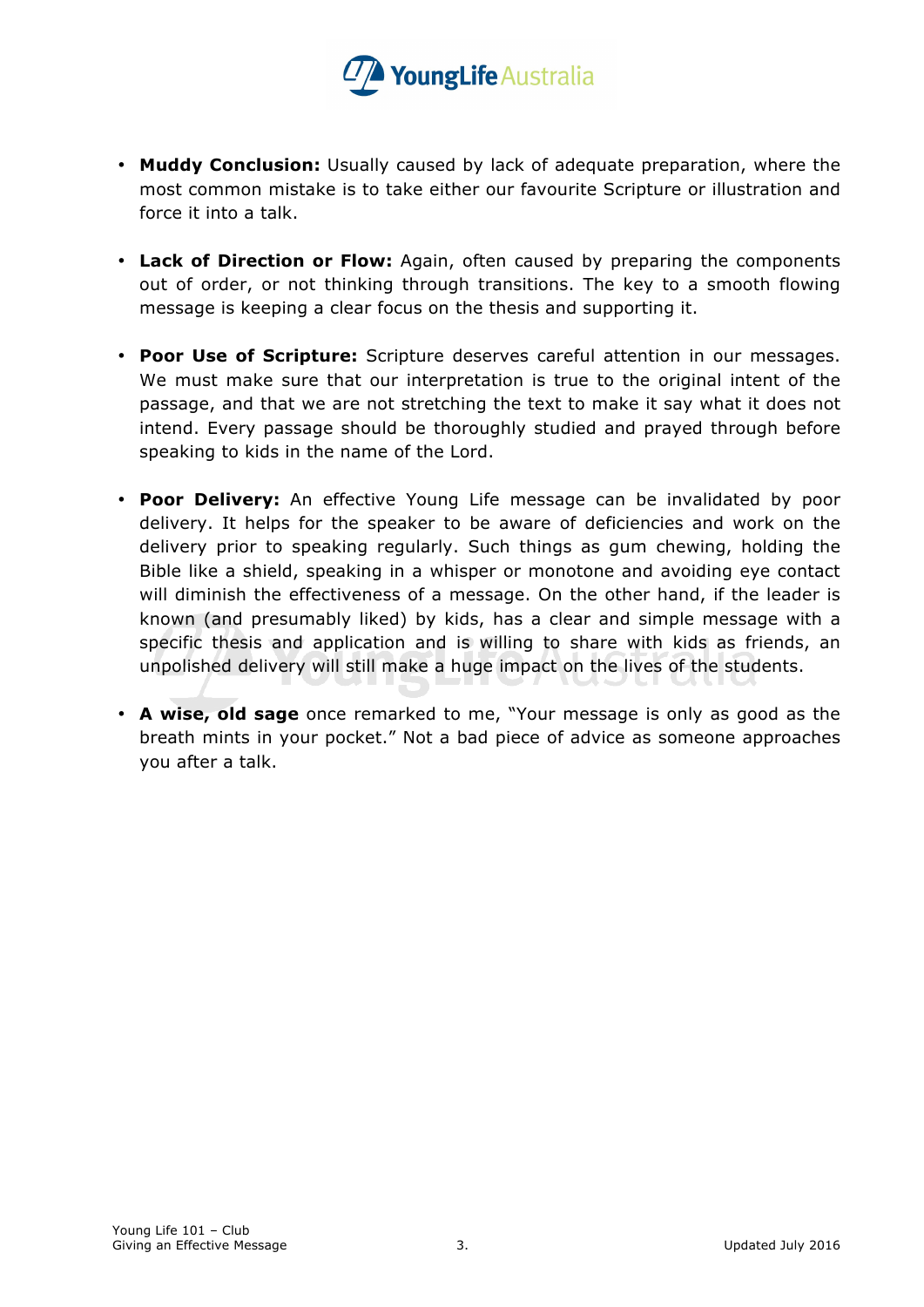- **Muddy Conclusion:** Usually caused by lack of adequate preparation, where the most common mistake is to take either our favourite Scripture or illustration and force it into a talk.

- **Lack of Direction or Flow:** Again, often caused by preparing the components out of order, or not thinking through transitions. The key to a smooth flowing message is keeping a clear focus on the thesis and supporting it.

- **Poor Use of Scripture:** Scripture deserves careful attention in our messages. We must make sure that our interpretation is true to the original intent of the passage, and that we are not stretching the text to make it say what it does not intend. Every passage should be thoroughly studied and prayed through before speaking to kids in the name of the Lord.

- **Poor Delivery:** An effective Young Life message can be invalidated by poor delivery. It helps for the speaker to be aware of deficiencies and work on the delivery prior to speaking regularly. Such things as gum chewing, holding the Bible like a shield, speaking in a whisper or monotone and avoiding eye contact will diminish the effectiveness of a message. On the other hand, if the leader is known (and presumably liked) by kids, has a clear and simple message with a specific thesis and application and is willing to share with kids as friends, an unpolished delivery will still make a huge impact on the lives of the students.

- **A wise, old sage** once remarked to me, "Your message is only as good as the breath mints in your pocket." Not a bad piece of advice as someone approaches you after a talk.